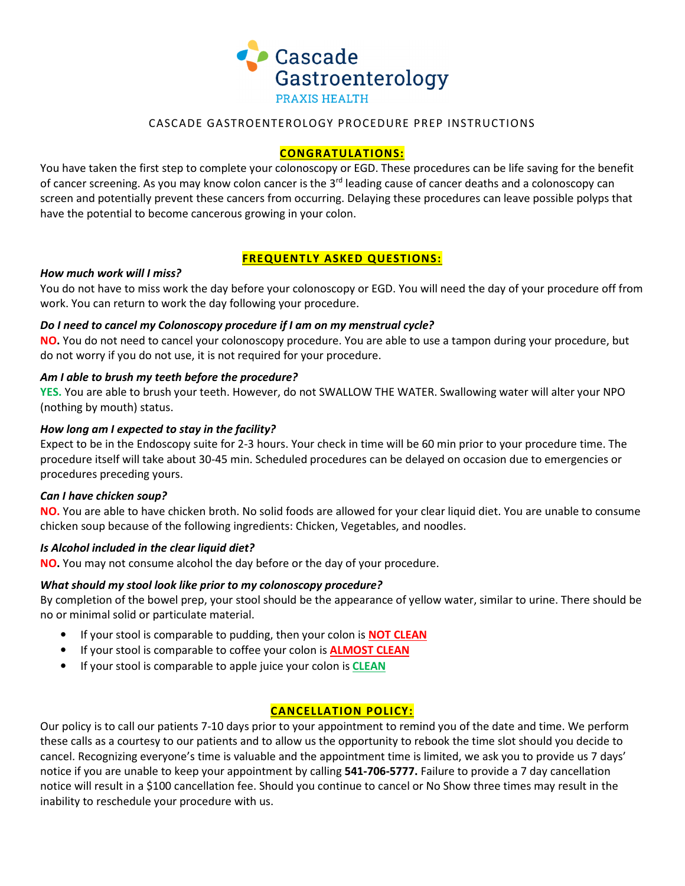Cascade Gastroenterology
PRAXIS HEALTH

# CASCADE GASTROENTEROLOGY PROCEDURE PREP INSTRUCTIONS

## CONGRATULATIONS:

You have taken the first step to complete your colonoscopy or EGD. These procedures can be life saving for the benefit of cancer screening. As you may know colon cancer is the 3rd leading cause of cancer deaths and a colonoscopy can screen and potentially prevent these cancers from occurring. Delaying these procedures can leave possible polyps that have the potential to become cancerous growing in your colon.

## FREQUENTLY ASKED QUESTIONS:

***How much work will I miss?***

You do not have to miss work the day before your colonoscopy or EGD. You will need the day of your procedure off from work. You can return to work the day following your procedure.

***Do I need to cancel my Colonoscopy procedure if I am on my menstrual cycle?***

**NO.** You do not need to cancel your colonoscopy procedure. You are able to use a tampon during your procedure, but do not worry if you do not use, it is not required for your procedure.

***Am I able to brush my teeth before the procedure?***

**YES.** You are able to brush your teeth. However, do not SWALLOW THE WATER. Swallowing water will alter your NPO (nothing by mouth) status.

***How long am I expected to stay in the facility?***

Expect to be in the Endoscopy suite for 2-3 hours. Your check in time will be 60 min prior to your procedure time. The procedure itself will take about 30-45 min. Scheduled procedures can be delayed on occasion due to emergencies or procedures preceding yours.

***Can I have chicken soup?***

**NO.** You are able to have chicken broth. No solid foods are allowed for your clear liquid diet. You are unable to consume chicken soup because of the following ingredients: Chicken, Vegetables, and noodles.

***Is Alcohol included in the clear liquid diet?***

**NO.** You may not consume alcohol the day before or the day of your procedure.

***What should my stool look like prior to my colonoscopy procedure?***

By completion of the bowel prep, your stool should be the appearance of yellow water, similar to urine. There should be no or minimal solid or particulate material.

- If your stool is comparable to pudding, then your colon is **NOT CLEAN**
- If your stool is comparable to coffee your colon is **ALMOST CLEAN**
- If your stool is comparable to apple juice your colon is **CLEAN**

## CANCELLATION POLICY:

Our policy is to call our patients 7-10 days prior to your appointment to remind you of the date and time. We perform these calls as a courtesy to our patients and to allow us the opportunity to rebook the time slot should you decide to cancel. Recognizing everyone's time is valuable and the appointment time is limited, we ask you to provide us 7 days' notice if you are unable to keep your appointment by calling **541-706-5777.** Failure to provide a 7 day cancellation notice will result in a $100 cancellation fee. Should you continue to cancel or No Show three times may result in the inability to reschedule your procedure with us.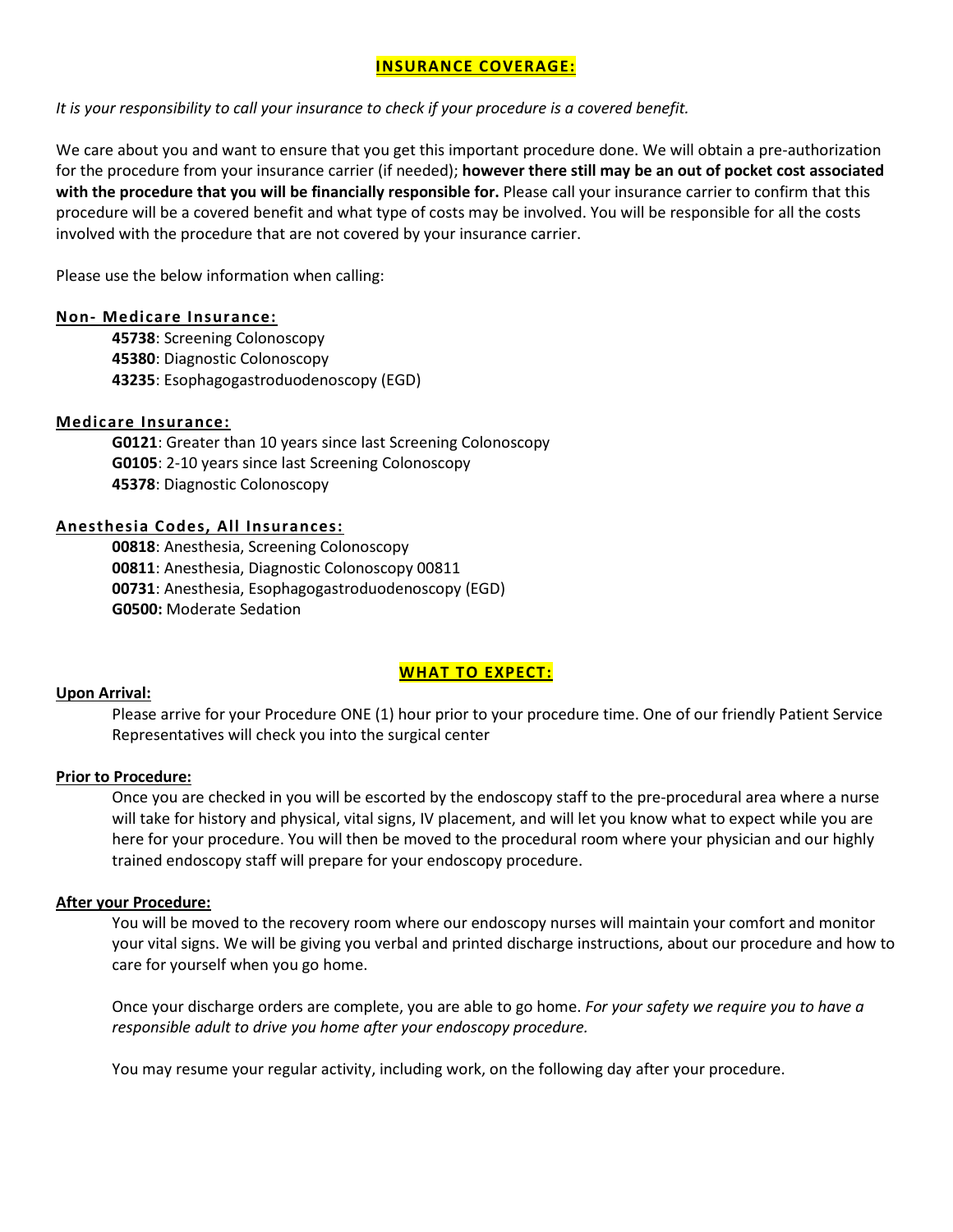## INSURANCE COVERAGE:

*It is your responsibility to call your insurance to check if your procedure is a covered benefit.*

We care about you and want to ensure that you get this important procedure done. We will obtain a pre-authorization for the procedure from your insurance carrier (if needed); **however there still may be an out of pocket cost associated with the procedure that you will be financially responsible for.** Please call your insurance carrier to confirm that this procedure will be a covered benefit and what type of costs may be involved. You will be responsible for all the costs involved with the procedure that are not covered by your insurance carrier.

Please use the below information when calling:

**Non- Medicare Insurance:**

- **45738**: Screening Colonoscopy
- **45380**: Diagnostic Colonoscopy
- **43235**: Esophagogastroduodenoscopy (EGD)

**Medicare Insurance:**

- **G0121**: Greater than 10 years since last Screening Colonoscopy
- **G0105**: 2-10 years since last Screening Colonoscopy
- **45378**: Diagnostic Colonoscopy

**Anesthesia Codes, All Insurances:**

- **00818**: Anesthesia, Screening Colonoscopy
- **00811**: Anesthesia, Diagnostic Colonoscopy 00811
- **00731**: Anesthesia, Esophagogastroduodenoscopy (EGD)
- **G0500:** Moderate Sedation

## WHAT TO EXPECT:

**Upon Arrival:**

Please arrive for your Procedure ONE (1) hour prior to your procedure time. One of our friendly Patient Service Representatives will check you into the surgical center

**Prior to Procedure:**

Once you are checked in you will be escorted by the endoscopy staff to the pre-procedural area where a nurse will take for history and physical, vital signs, IV placement, and will let you know what to expect while you are here for your procedure. You will then be moved to the procedural room where your physician and our highly trained endoscopy staff will prepare for your endoscopy procedure.

**After your Procedure:**

You will be moved to the recovery room where our endoscopy nurses will maintain your comfort and monitor your vital signs. We will be giving you verbal and printed discharge instructions, about our procedure and how to care for yourself when you go home.

Once your discharge orders are complete, you are able to go home. *For your safety we require you to have a responsible adult to drive you home after your endoscopy procedure.*

You may resume your regular activity, including work, on the following day after your procedure.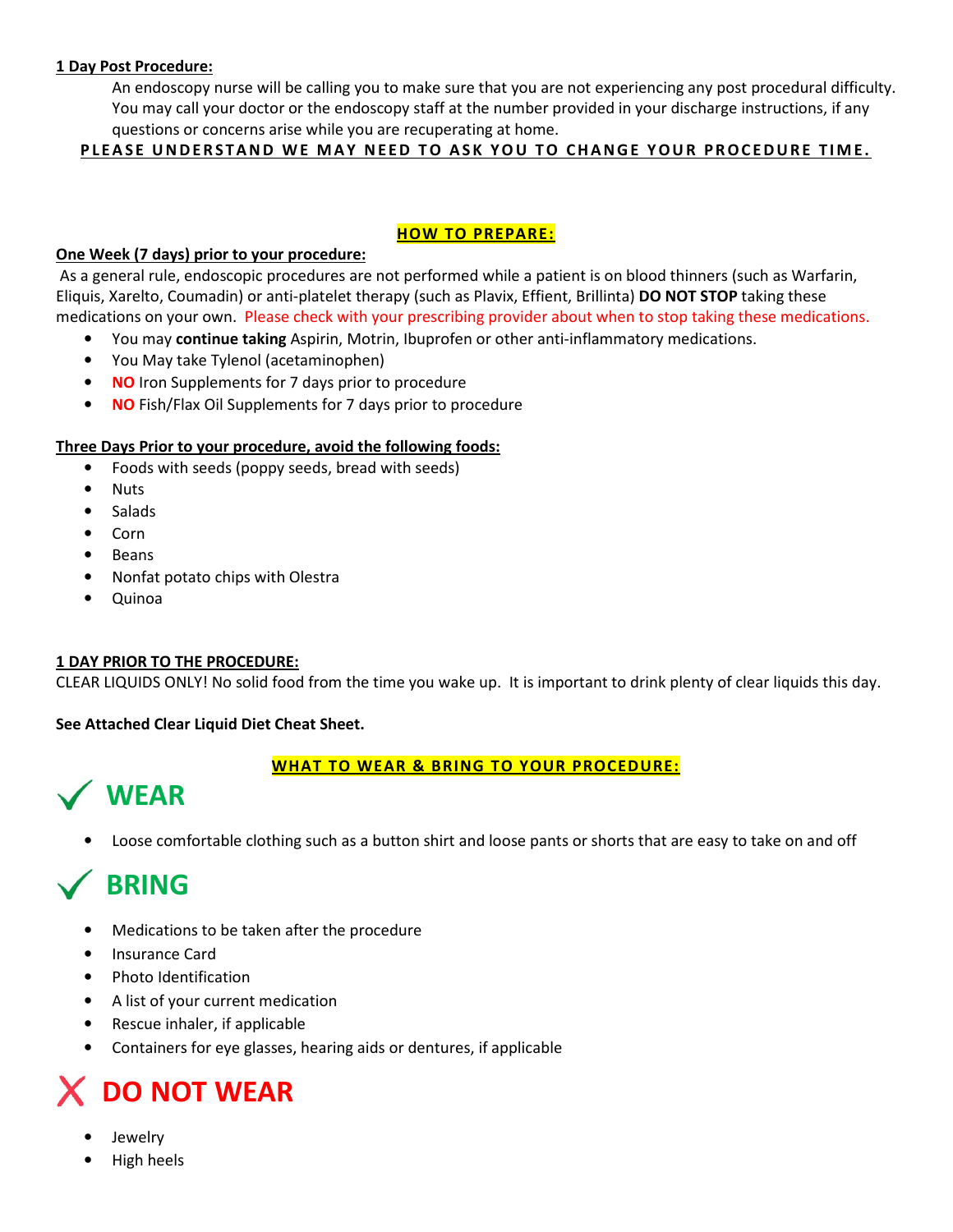**1 Day Post Procedure:**

An endoscopy nurse will be calling you to make sure that you are not experiencing any post procedural difficulty. You may call your doctor or the endoscopy staff at the number provided in your discharge instructions, if any questions or concerns arise while you are recuperating at home.

**PLEASE UNDERSTAND WE MAY NEED TO ASK YOU TO CHANGE YOUR PROCEDURE TIME.**

## HOW TO PREPARE:

**One Week (7 days) prior to your procedure:**

As a general rule, endoscopic procedures are not performed while a patient is on blood thinners (such as Warfarin, Eliquis, Xarelto, Coumadin) or anti-platelet therapy (such as Plavix, Effient, Brillinta) **DO NOT STOP** taking these medications on your own. Please check with your prescribing provider about when to stop taking these medications.

- You may **continue taking** Aspirin, Motrin, Ibuprofen or other anti-inflammatory medications.
- You May take Tylenol (acetaminophen)
- **NO** Iron Supplements for 7 days prior to procedure
- **NO** Fish/Flax Oil Supplements for 7 days prior to procedure

**Three Days Prior to your procedure, avoid the following foods:**

- Foods with seeds (poppy seeds, bread with seeds)
- Nuts
- Salads
- Corn
- Beans
- Nonfat potato chips with Olestra
- Quinoa

**1 DAY PRIOR TO THE PROCEDURE:**

CLEAR LIQUIDS ONLY! No solid food from the time you wake up. It is important to drink plenty of clear liquids this day.

**See Attached Clear Liquid Diet Cheat Sheet.**

## WHAT TO WEAR & BRING TO YOUR PROCEDURE:

### ✓ WEAR

- Loose comfortable clothing such as a button shirt and loose pants or shorts that are easy to take on and off

### ✓ BRING

- Medications to be taken after the procedure
- Insurance Card
- Photo Identification
- A list of your current medication
- Rescue inhaler, if applicable
- Containers for eye glasses, hearing aids or dentures, if applicable

### ✗ DO NOT WEAR

- Jewelry
- High heels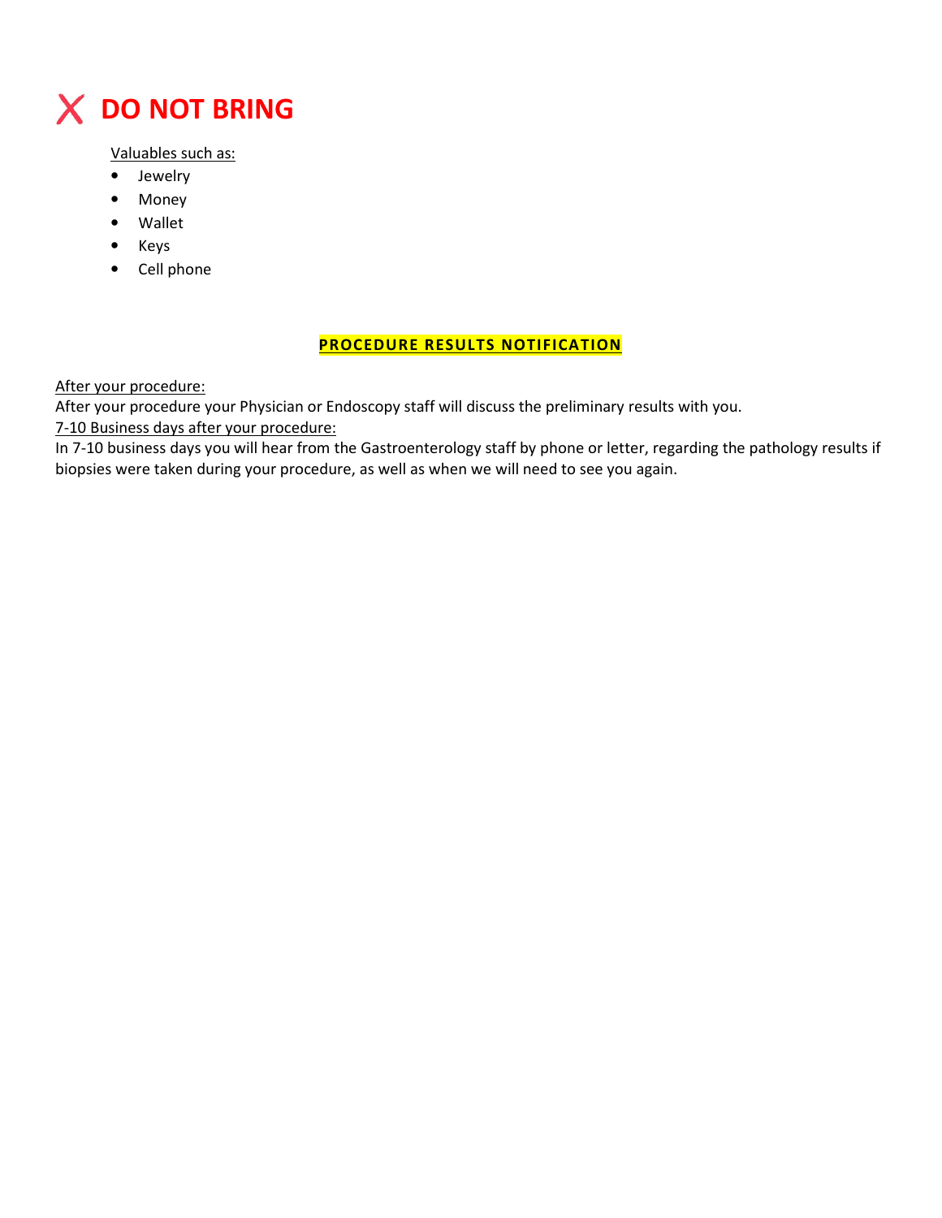# ❌ DO NOT BRING

Valuables such as:

- Jewelry
- Money
- Wallet
- Keys
- Cell phone

## PROCEDURE RESULTS NOTIFICATION

After your procedure:

After your procedure your Physician or Endoscopy staff will discuss the preliminary results with you.

7-10 Business days after your procedure:

In 7-10 business days you will hear from the Gastroenterology staff by phone or letter, regarding the pathology results if biopsies were taken during your procedure, as well as when we will need to see you again.